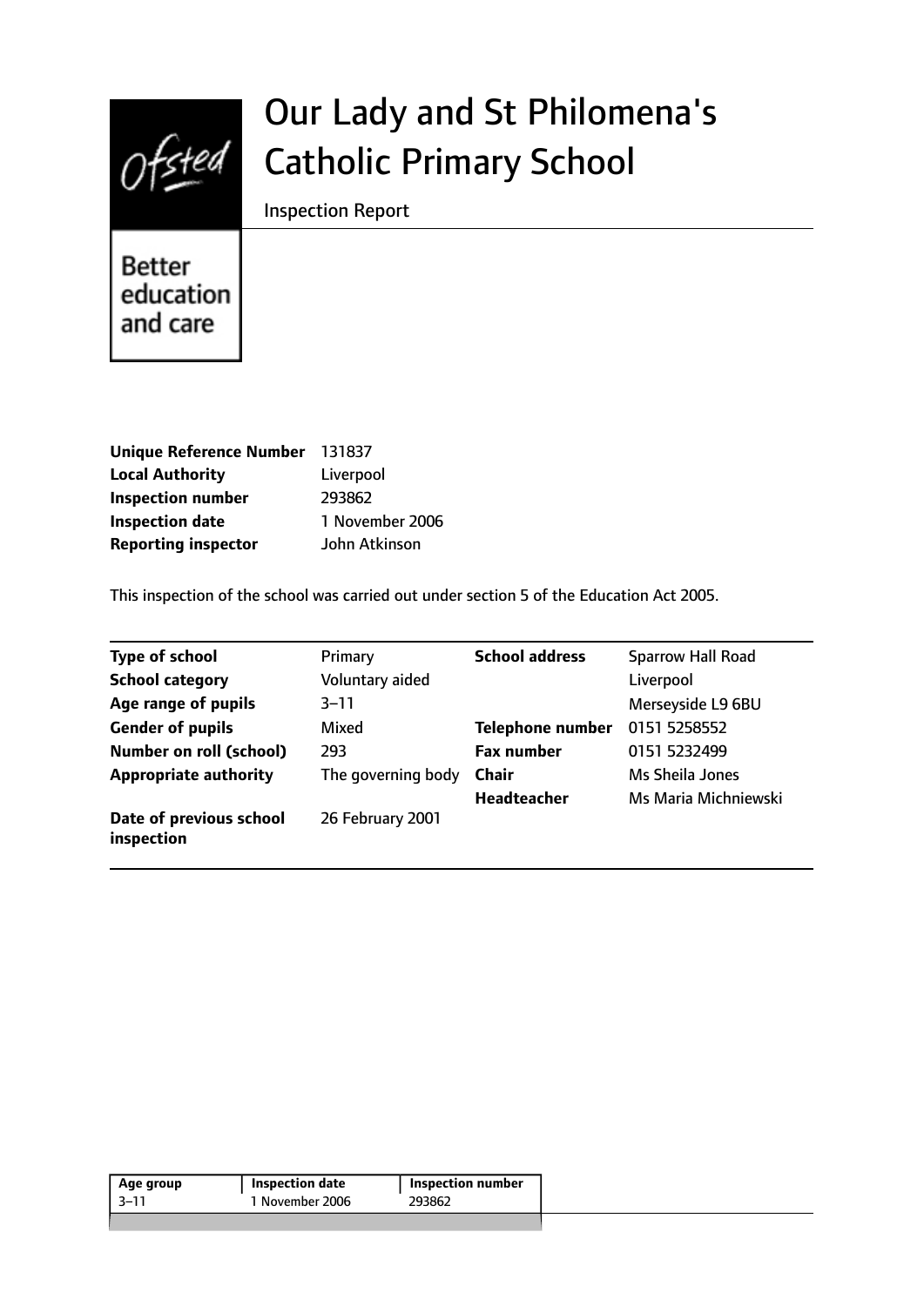Ofsted

Better education and care

# Our Lady and St Philomena's Catholic Primary School

Inspection Report

| | |
|---|---|
| **Unique Reference Number** | 131837 |
| **Local Authority** | Liverpool |
| **Inspection number** | 293862 |
| **Inspection date** | 1 November 2006 |
| **Reporting inspector** | John Atkinson |

This inspection of the school was carried out under section 5 of the Education Act 2005.

| | | | |
|---|---|---|---|
| **Type of school** | Primary | **School address** | Sparrow Hall Road |
| **School category** | Voluntary aided | | Liverpool |
| **Age range of pupils** | 3–11 | | Merseyside L9 6BU |
| **Gender of pupils** | Mixed | **Telephone number** | 0151 5258552 |
| **Number on roll (school)** | 293 | **Fax number** | 0151 5232499 |
| **Appropriate authority** | The governing body | **Chair** | Ms Sheila Jones |
| | | **Headteacher** | Ms Maria Michniewski |
| **Date of previous school inspection** | 26 February 2001 | | |

| Age group | Inspection date | Inspection number |
|---|---|---|
| 3–11 | 1 November 2006 | 293862 |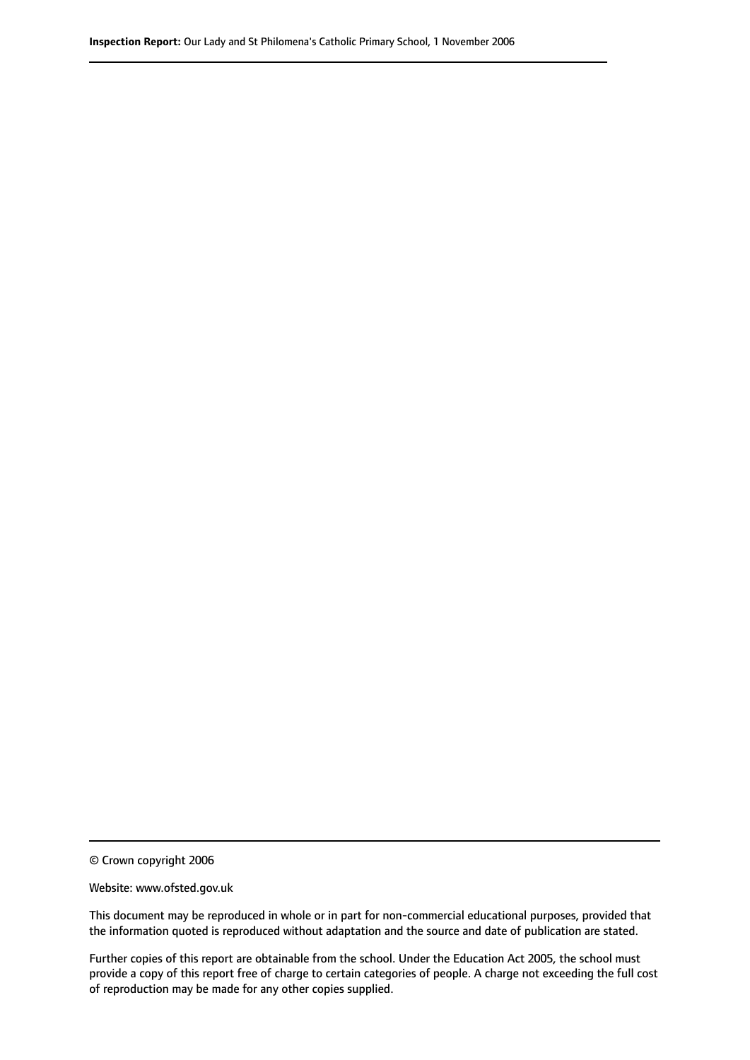© Crown copyright 2006

Website: www.ofsted.gov.uk

This document may be reproduced in whole or in part for non-commercial educational purposes, provided that the information quoted is reproduced without adaptation and the source and date of publication are stated.

Further copies of this report are obtainable from the school. Under the Education Act 2005, the school must provide a copy of this report free of charge to certain categories of people. A charge not exceeding the full cost of reproduction may be made for any other copies supplied.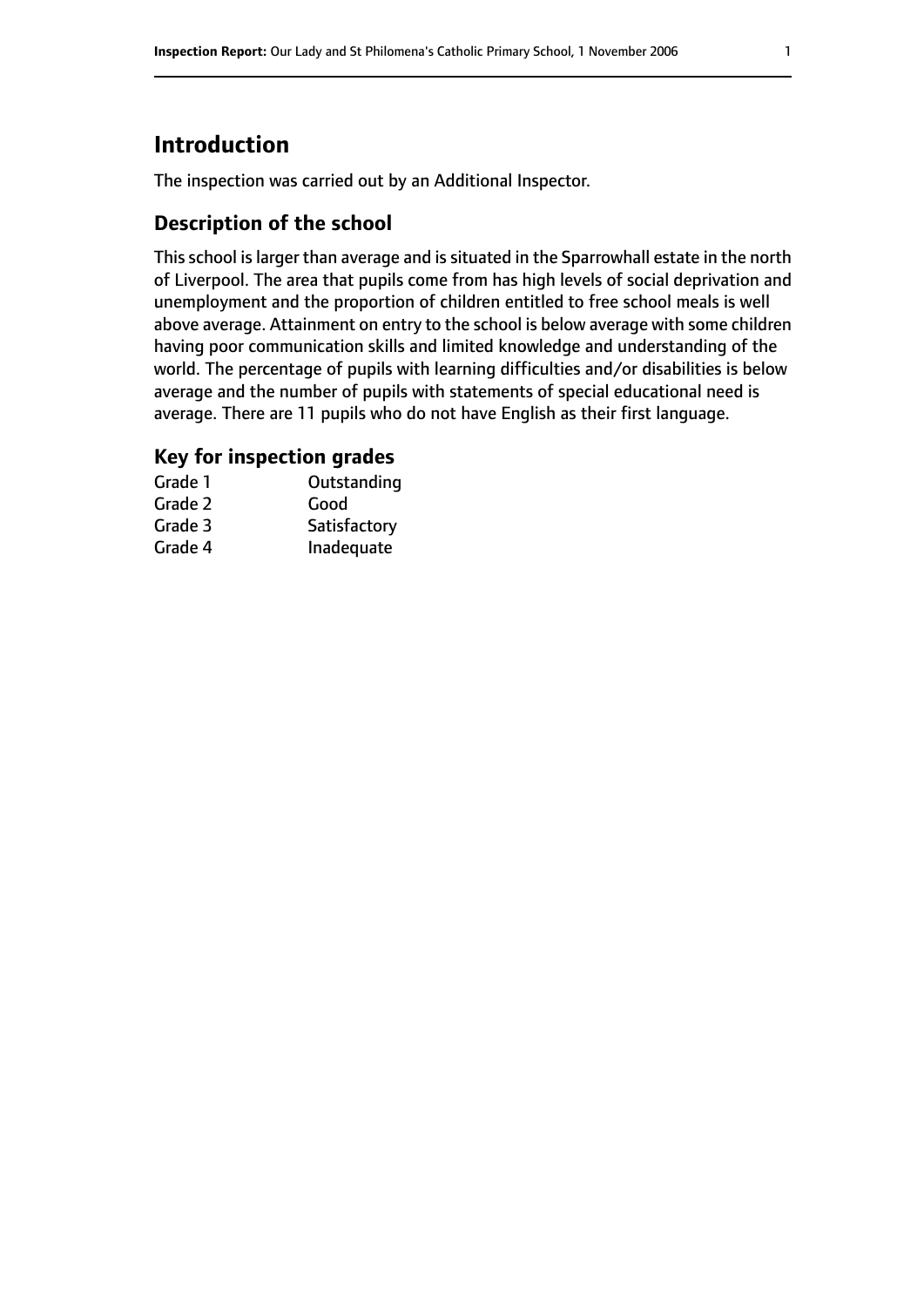# Introduction

The inspection was carried out by an Additional Inspector.

## Description of the school

This school is larger than average and is situated in the Sparrowhall estate in the north of Liverpool. The area that pupils come from has high levels of social deprivation and unemployment and the proportion of children entitled to free school meals is well above average. Attainment on entry to the school is below average with some children having poor communication skills and limited knowledge and understanding of the world. The percentage of pupils with learning difficulties and/or disabilities is below average and the number of pupils with statements of special educational need is average. There are 11 pupils who do not have English as their first language.

## Key for inspection grades

| | |
|---|---|
| Grade 1 | Outstanding |
| Grade 2 | Good |
| Grade 3 | Satisfactory |
| Grade 4 | Inadequate |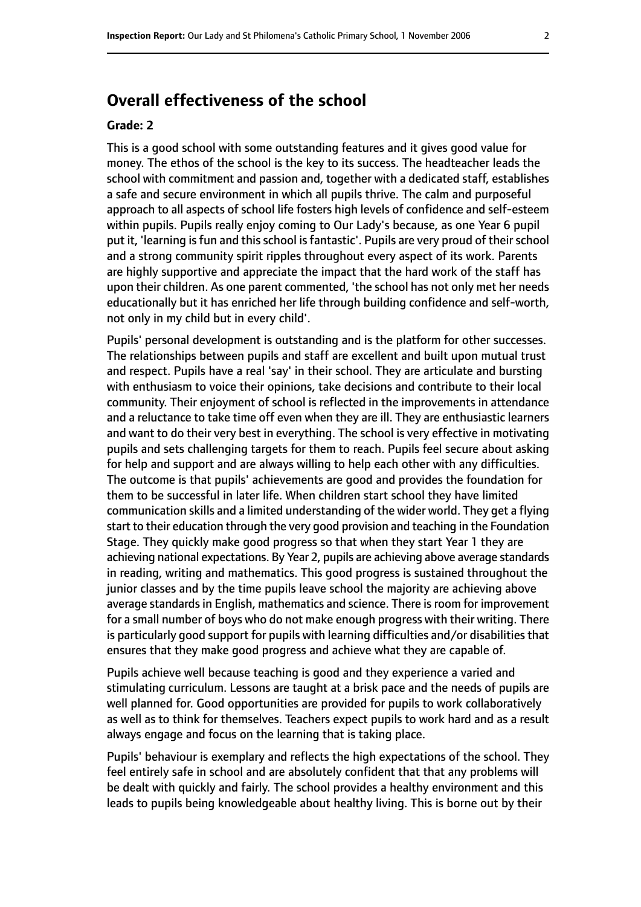## Overall effectiveness of the school

### Grade: 2

This is a good school with some outstanding features and it gives good value for money. The ethos of the school is the key to its success. The headteacher leads the school with commitment and passion and, together with a dedicated staff, establishes a safe and secure environment in which all pupils thrive. The calm and purposeful approach to all aspects of school life fosters high levels of confidence and self-esteem within pupils. Pupils really enjoy coming to Our Lady's because, as one Year 6 pupil put it, 'learning is fun and this school is fantastic'. Pupils are very proud of their school and a strong community spirit ripples throughout every aspect of its work. Parents are highly supportive and appreciate the impact that the hard work of the staff has upon their children. As one parent commented, 'the school has not only met her needs educationally but it has enriched her life through building confidence and self-worth, not only in my child but in every child'.

Pupils' personal development is outstanding and is the platform for other successes. The relationships between pupils and staff are excellent and built upon mutual trust and respect. Pupils have a real 'say' in their school. They are articulate and bursting with enthusiasm to voice their opinions, take decisions and contribute to their local community. Their enjoyment of school is reflected in the improvements in attendance and a reluctance to take time off even when they are ill. They are enthusiastic learners and want to do their very best in everything. The school is very effective in motivating pupils and sets challenging targets for them to reach. Pupils feel secure about asking for help and support and are always willing to help each other with any difficulties. The outcome is that pupils' achievements are good and provides the foundation for them to be successful in later life. When children start school they have limited communication skills and a limited understanding of the wider world. They get a flying start to their education through the very good provision and teaching in the Foundation Stage. They quickly make good progress so that when they start Year 1 they are achieving national expectations. By Year 2, pupils are achieving above average standards in reading, writing and mathematics. This good progress is sustained throughout the junior classes and by the time pupils leave school the majority are achieving above average standards in English, mathematics and science. There is room for improvement for a small number of boys who do not make enough progress with their writing. There is particularly good support for pupils with learning difficulties and/or disabilities that ensures that they make good progress and achieve what they are capable of.

Pupils achieve well because teaching is good and they experience a varied and stimulating curriculum. Lessons are taught at a brisk pace and the needs of pupils are well planned for. Good opportunities are provided for pupils to work collaboratively as well as to think for themselves. Teachers expect pupils to work hard and as a result always engage and focus on the learning that is taking place.

Pupils' behaviour is exemplary and reflects the high expectations of the school. They feel entirely safe in school and are absolutely confident that that any problems will be dealt with quickly and fairly. The school provides a healthy environment and this leads to pupils being knowledgeable about healthy living. This is borne out by their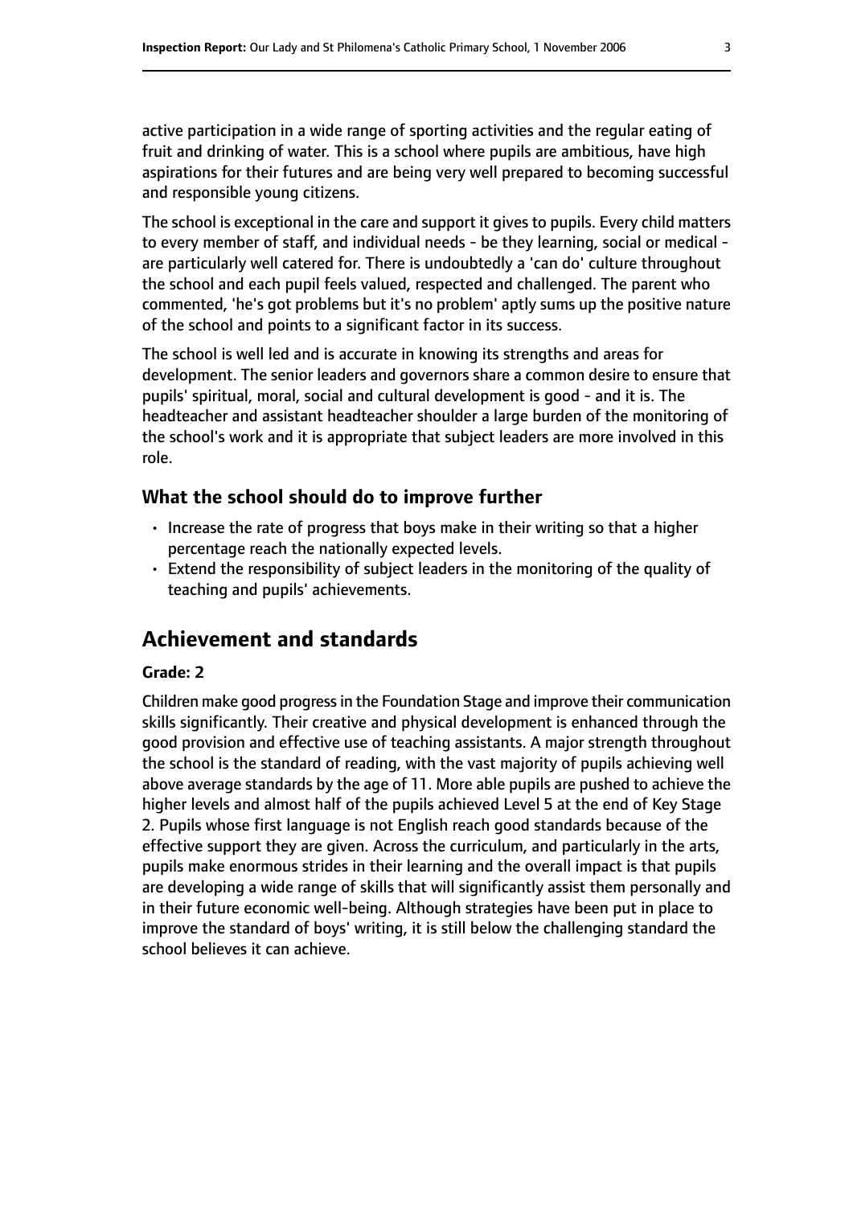active participation in a wide range of sporting activities and the regular eating of fruit and drinking of water. This is a school where pupils are ambitious, have high aspirations for their futures and are being very well prepared to becoming successful and responsible young citizens.

The school is exceptional in the care and support it gives to pupils. Every child matters to every member of staff, and individual needs - be they learning, social or medical - are particularly well catered for. There is undoubtedly a 'can do' culture throughout the school and each pupil feels valued, respected and challenged. The parent who commented, 'he's got problems but it's no problem' aptly sums up the positive nature of the school and points to a significant factor in its success.

The school is well led and is accurate in knowing its strengths and areas for development. The senior leaders and governors share a common desire to ensure that pupils' spiritual, moral, social and cultural development is good - and it is. The headteacher and assistant headteacher shoulder a large burden of the monitoring of the school's work and it is appropriate that subject leaders are more involved in this role.

### What the school should do to improve further

- Increase the rate of progress that boys make in their writing so that a higher percentage reach the nationally expected levels.
- Extend the responsibility of subject leaders in the monitoring of the quality of teaching and pupils' achievements.

## Achievement and standards

**Grade: 2**

Children make good progress in the Foundation Stage and improve their communication skills significantly. Their creative and physical development is enhanced through the good provision and effective use of teaching assistants. A major strength throughout the school is the standard of reading, with the vast majority of pupils achieving well above average standards by the age of 11. More able pupils are pushed to achieve the higher levels and almost half of the pupils achieved Level 5 at the end of Key Stage 2. Pupils whose first language is not English reach good standards because of the effective support they are given. Across the curriculum, and particularly in the arts, pupils make enormous strides in their learning and the overall impact is that pupils are developing a wide range of skills that will significantly assist them personally and in their future economic well-being. Although strategies have been put in place to improve the standard of boys' writing, it is still below the challenging standard the school believes it can achieve.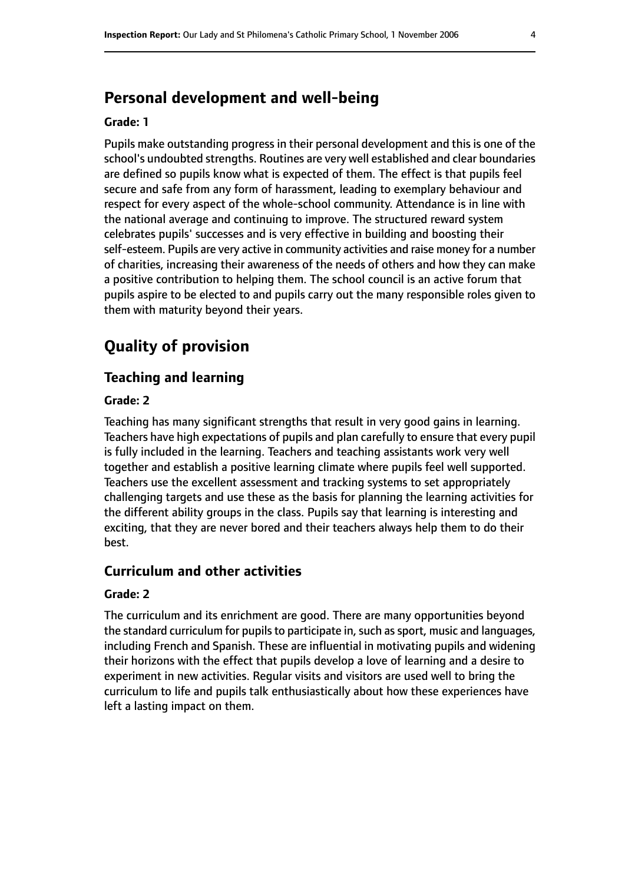## Personal development and well-being

**Grade: 1**

Pupils make outstanding progress in their personal development and this is one of the school's undoubted strengths. Routines are very well established and clear boundaries are defined so pupils know what is expected of them. The effect is that pupils feel secure and safe from any form of harassment, leading to exemplary behaviour and respect for every aspect of the whole-school community. Attendance is in line with the national average and continuing to improve. The structured reward system celebrates pupils' successes and is very effective in building and boosting their self-esteem. Pupils are very active in community activities and raise money for a number of charities, increasing their awareness of the needs of others and how they can make a positive contribution to helping them. The school council is an active forum that pupils aspire to be elected to and pupils carry out the many responsible roles given to them with maturity beyond their years.

# Quality of provision

## Teaching and learning

**Grade: 2**

Teaching has many significant strengths that result in very good gains in learning. Teachers have high expectations of pupils and plan carefully to ensure that every pupil is fully included in the learning. Teachers and teaching assistants work very well together and establish a positive learning climate where pupils feel well supported. Teachers use the excellent assessment and tracking systems to set appropriately challenging targets and use these as the basis for planning the learning activities for the different ability groups in the class. Pupils say that learning is interesting and exciting, that they are never bored and their teachers always help them to do their best.

## Curriculum and other activities

**Grade: 2**

The curriculum and its enrichment are good. There are many opportunities beyond the standard curriculum for pupils to participate in, such as sport, music and languages, including French and Spanish. These are influential in motivating pupils and widening their horizons with the effect that pupils develop a love of learning and a desire to experiment in new activities. Regular visits and visitors are used well to bring the curriculum to life and pupils talk enthusiastically about how these experiences have left a lasting impact on them.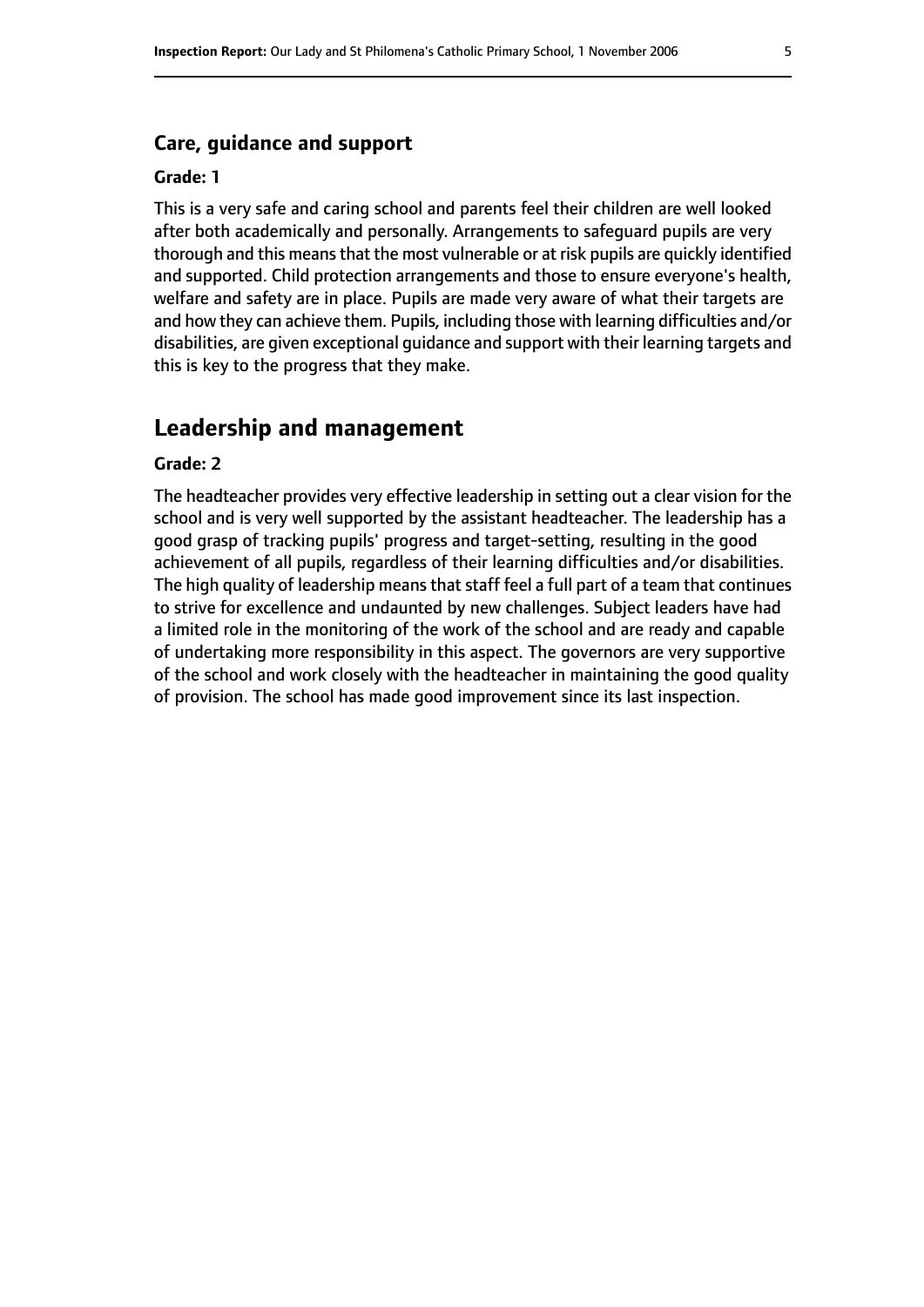### Care, guidance and support

#### Grade: 1

This is a very safe and caring school and parents feel their children are well looked after both academically and personally. Arrangements to safeguard pupils are very thorough and this means that the most vulnerable or at risk pupils are quickly identified and supported. Child protection arrangements and those to ensure everyone's health, welfare and safety are in place. Pupils are made very aware of what their targets are and how they can achieve them. Pupils, including those with learning difficulties and/or disabilities, are given exceptional guidance and support with their learning targets and this is key to the progress that they make.

## Leadership and management

#### Grade: 2

The headteacher provides very effective leadership in setting out a clear vision for the school and is very well supported by the assistant headteacher. The leadership has a good grasp of tracking pupils' progress and target-setting, resulting in the good achievement of all pupils, regardless of their learning difficulties and/or disabilities. The high quality of leadership means that staff feel a full part of a team that continues to strive for excellence and undaunted by new challenges. Subject leaders have had a limited role in the monitoring of the work of the school and are ready and capable of undertaking more responsibility in this aspect. The governors are very supportive of the school and work closely with the headteacher in maintaining the good quality of provision. The school has made good improvement since its last inspection.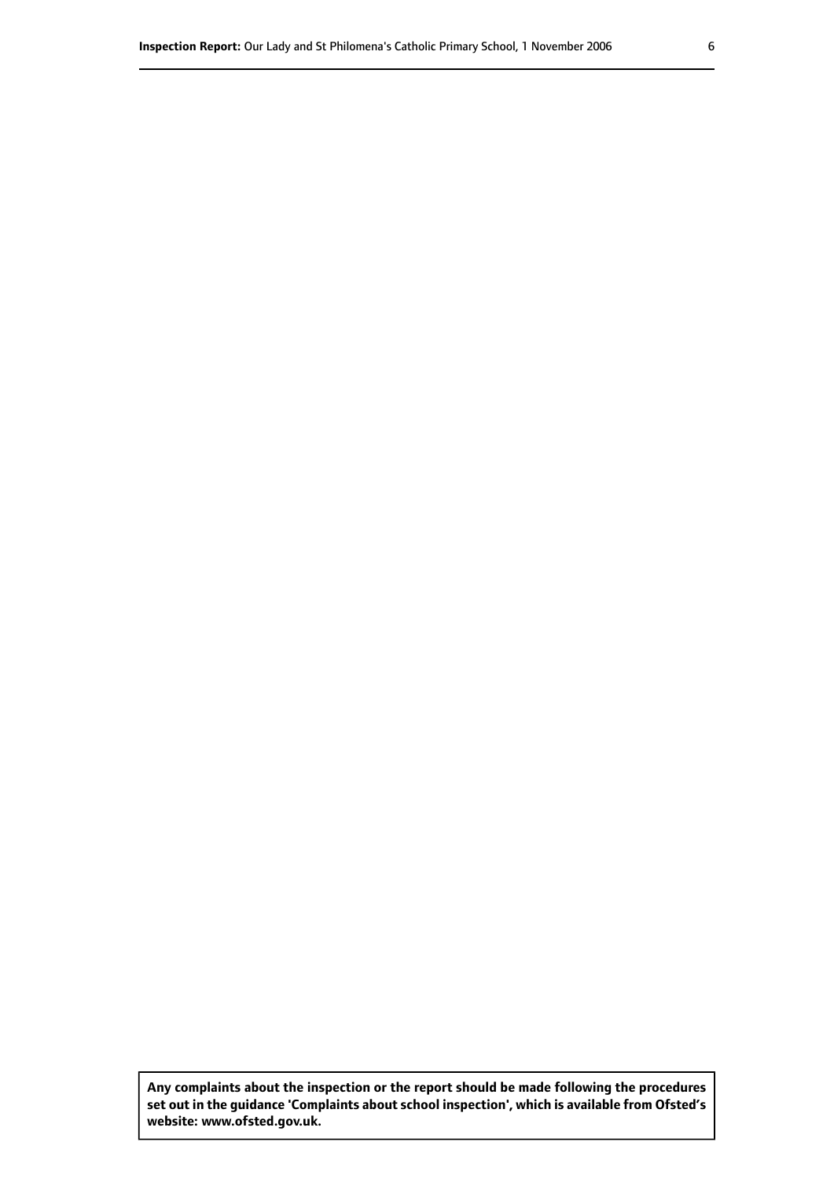**Any complaints about the inspection or the report should be made following the procedures set out in the guidance 'Complaints about school inspection', which is available from Ofsted's website: www.ofsted.gov.uk.**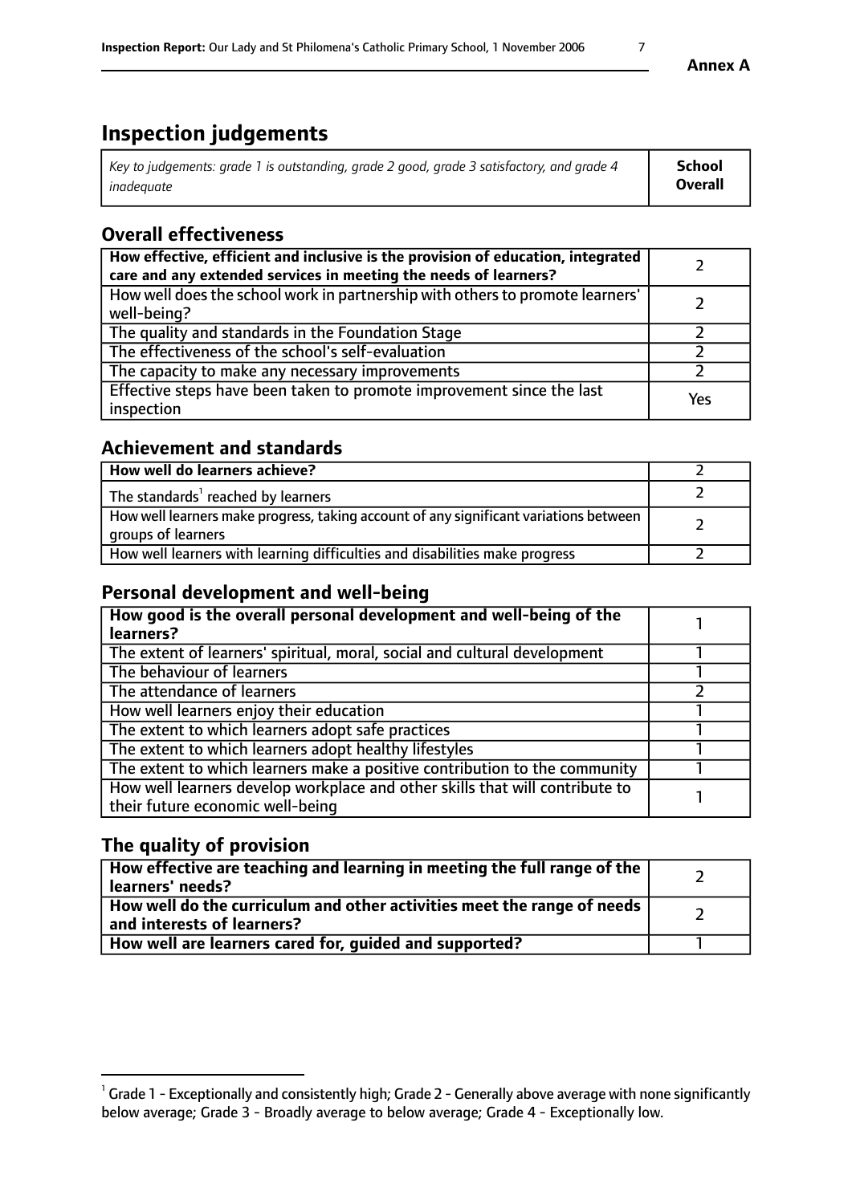# Inspection judgements

| *Key to judgements: grade 1 is outstanding, grade 2 good, grade 3 satisfactory, and grade 4 inadequate* | **School Overall** |
|---|---|

## Overall effectiveness

| | |
|---|---|
| **How effective, efficient and inclusive is the provision of education, integrated care and any extended services in meeting the needs of learners?** | 2 |
| How well does the school work in partnership with others to promote learners' well-being? | 2 |
| The quality and standards in the Foundation Stage | 2 |
| The effectiveness of the school's self-evaluation | 2 |
| The capacity to make any necessary improvements | 2 |
| Effective steps have been taken to promote improvement since the last inspection | Yes |

## Achievement and standards

| | |
|---|---|
| **How well do learners achieve?** | 2 |
| The standards[1] reached by learners | 2 |
| How well learners make progress, taking account of any significant variations between groups of learners | 2 |
| How well learners with learning difficulties and disabilities make progress | 2 |

## Personal development and well-being

| | |
|---|---|
| **How good is the overall personal development and well-being of the learners?** | 1 |
| The extent of learners' spiritual, moral, social and cultural development | 1 |
| The behaviour of learners | 1 |
| The attendance of learners | 2 |
| How well learners enjoy their education | 1 |
| The extent to which learners adopt safe practices | 1 |
| The extent to which learners adopt healthy lifestyles | 1 |
| The extent to which learners make a positive contribution to the community | 1 |
| How well learners develop workplace and other skills that will contribute to their future economic well-being | 1 |

## The quality of provision

| | |
|---|---|
| **How effective are teaching and learning in meeting the full range of the learners' needs?** | 2 |
| **How well do the curriculum and other activities meet the range of needs and interests of learners?** | 2 |
| **How well are learners cared for, guided and supported?** | 1 |

[1] Grade 1 - Exceptionally and consistently high; Grade 2 - Generally above average with none significantly below average; Grade 3 - Broadly average to below average; Grade 4 - Exceptionally low.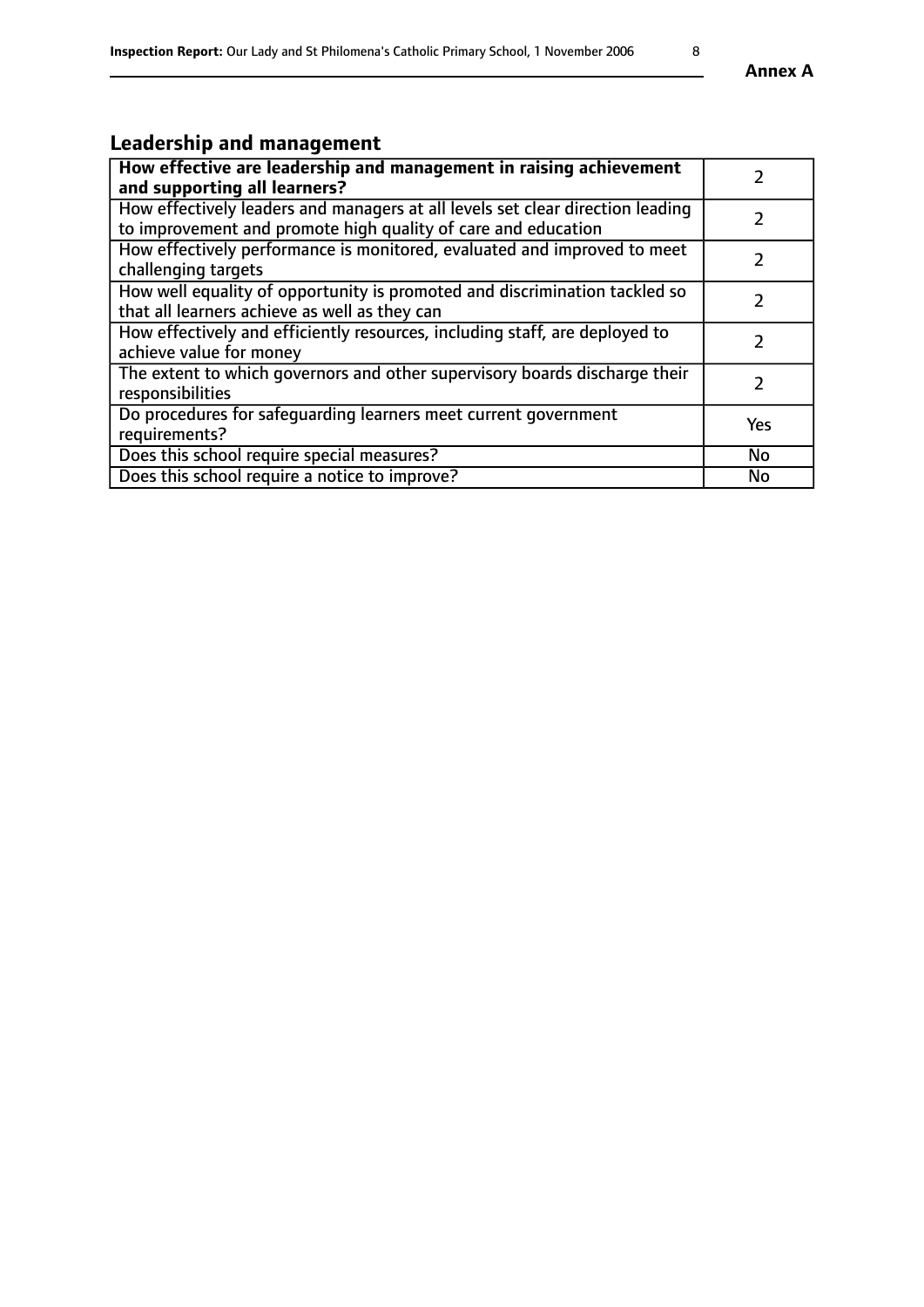Annex A

## Leadership and management

| **How effective are leadership and management in raising achievement and supporting all learners?** | 2 |
| --- | --- |
| How effectively leaders and managers at all levels set clear direction leading to improvement and promote high quality of care and education | 2 |
| How effectively performance is monitored, evaluated and improved to meet challenging targets | 2 |
| How well equality of opportunity is promoted and discrimination tackled so that all learners achieve as well as they can | 2 |
| How effectively and efficiently resources, including staff, are deployed to achieve value for money | 2 |
| The extent to which governors and other supervisory boards discharge their responsibilities | 2 |
| Do procedures for safeguarding learners meet current government requirements? | Yes |
| Does this school require special measures? | No |
| Does this school require a notice to improve? | No |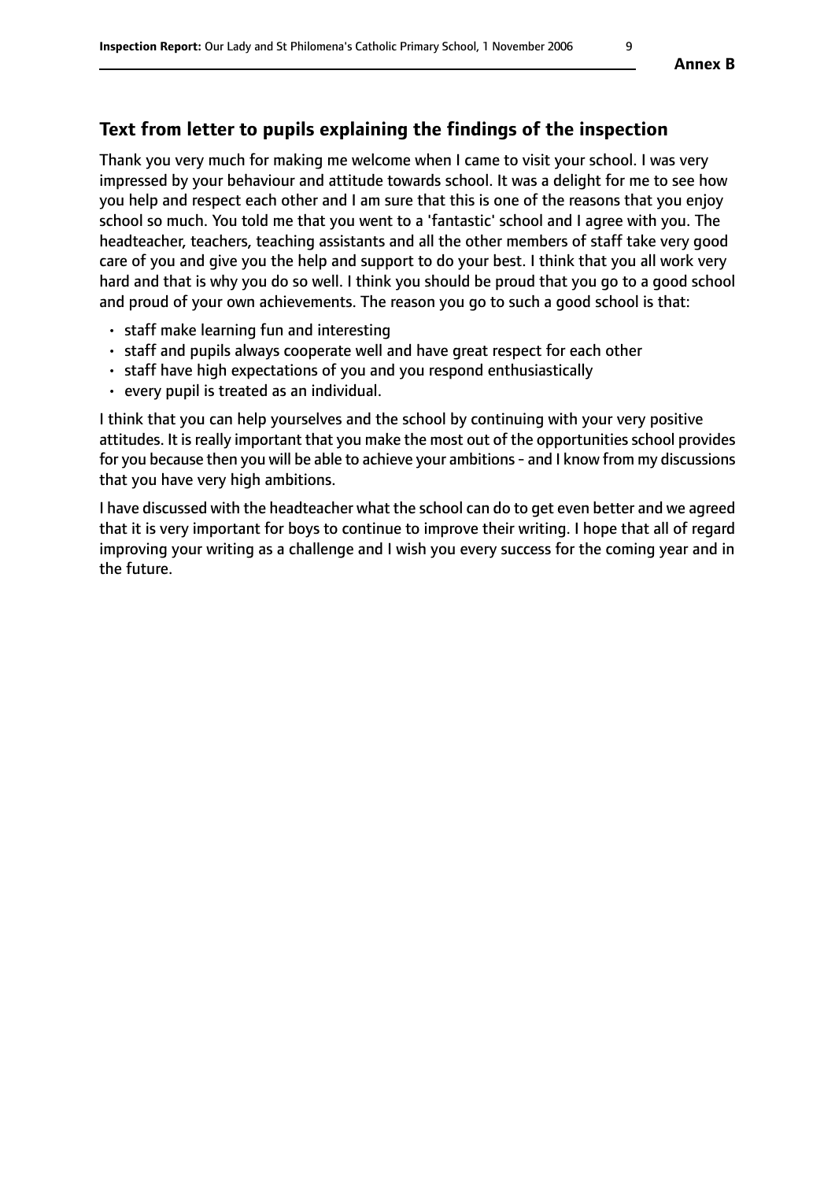## Text from letter to pupils explaining the findings of the inspection

Thank you very much for making me welcome when I came to visit your school. I was very impressed by your behaviour and attitude towards school. It was a delight for me to see how you help and respect each other and I am sure that this is one of the reasons that you enjoy school so much. You told me that you went to a 'fantastic' school and I agree with you. The headteacher, teachers, teaching assistants and all the other members of staff take very good care of you and give you the help and support to do your best. I think that you all work very hard and that is why you do so well. I think you should be proud that you go to a good school and proud of your own achievements. The reason you go to such a good school is that:

- staff make learning fun and interesting
- staff and pupils always cooperate well and have great respect for each other
- staff have high expectations of you and you respond enthusiastically
- every pupil is treated as an individual.

I think that you can help yourselves and the school by continuing with your very positive attitudes. It is really important that you make the most out of the opportunities school provides for you because then you will be able to achieve your ambitions - and I know from my discussions that you have very high ambitions.

I have discussed with the headteacher what the school can do to get even better and we agreed that it is very important for boys to continue to improve their writing. I hope that all of regard improving your writing as a challenge and I wish you every success for the coming year and in the future.